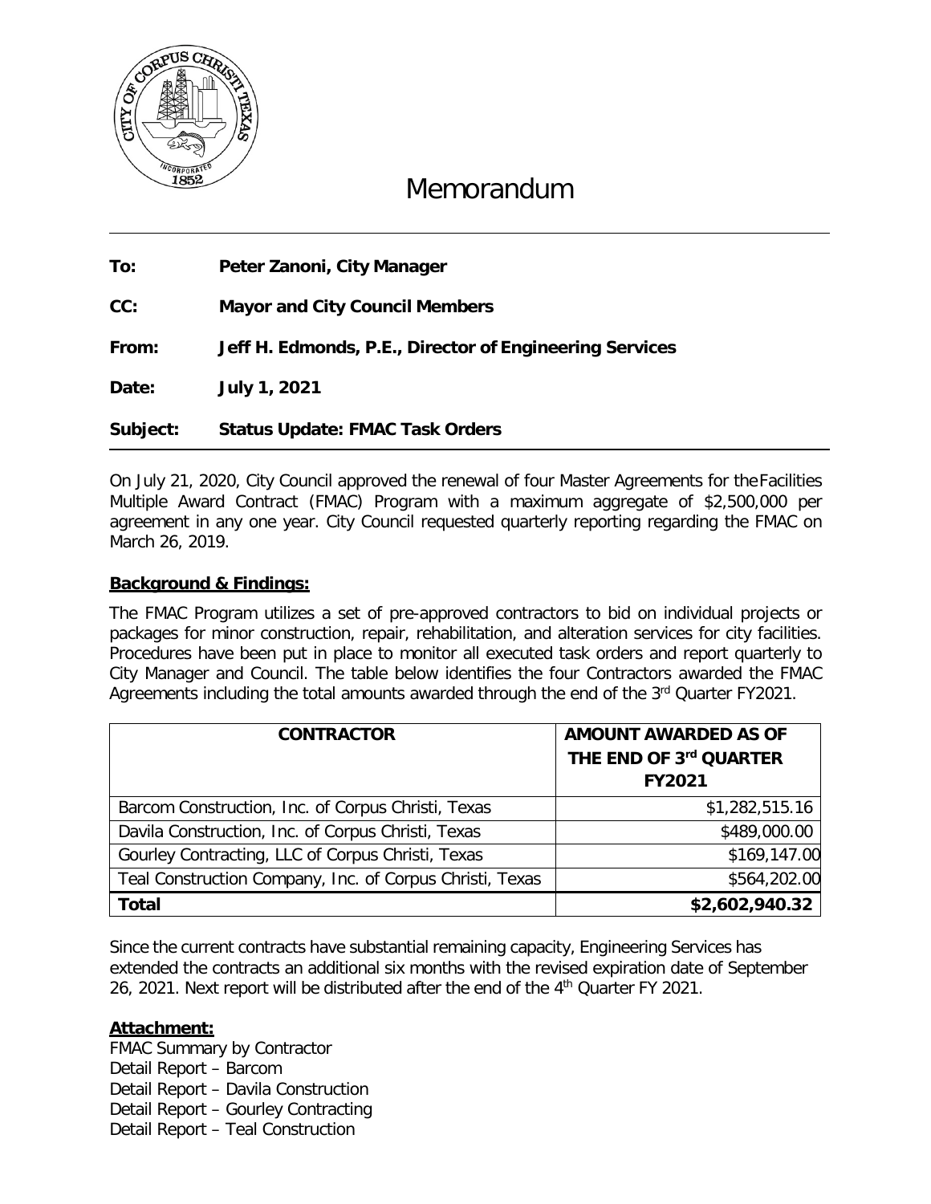# Memorandum

**To:** Peter Zanoni, City Manager

**CC:** Mayor and City Council Members

**From:** Jeff H. Edmonds, P.E., Director of Engineering Services

**Date:** July 1, 2021

**Subject:** Status Update: FMAC Task Orders

On July 21, 2020, City Council approved the renewal of four Master Agreements for the Facilities Multiple Award Contract (FMAC) Program with a maximum aggregate of $2,500,000 per agreement in any one year. City Council requested quarterly reporting regarding the FMAC on March 26, 2019.

## Background & Findings:

The FMAC Program utilizes a set of pre-approved contractors to bid on individual projects or packages for minor construction, repair, rehabilitation, and alteration services for city facilities. Procedures have been put in place to monitor all executed task orders and report quarterly to City Manager and Council. The table below identifies the four Contractors awarded the FMAC Agreements including the total amounts awarded through the end of the 3rd Quarter FY2021.

| CONTRACTOR | AMOUNT AWARDED AS OF THE END OF 3rd QUARTER FY2021 |
|---|---|
| Barcom Construction, Inc. of Corpus Christi, Texas | $1,282,515.16 |
| Davila Construction, Inc. of Corpus Christi, Texas | $489,000.00 |
| Gourley Contracting, LLC of Corpus Christi, Texas | $169,147.00 |
| Teal Construction Company, Inc. of Corpus Christi, Texas | $564,202.00 |
| **Total** | **$2,602,940.32** |

Since the current contracts have substantial remaining capacity, Engineering Services has extended the contracts an additional six months with the revised expiration date of September 26, 2021. Next report will be distributed after the end of the 4th Quarter FY 2021.

## Attachment:

FMAC Summary by Contractor
Detail Report – Barcom
Detail Report – Davila Construction
Detail Report – Gourley Contracting
Detail Report – Teal Construction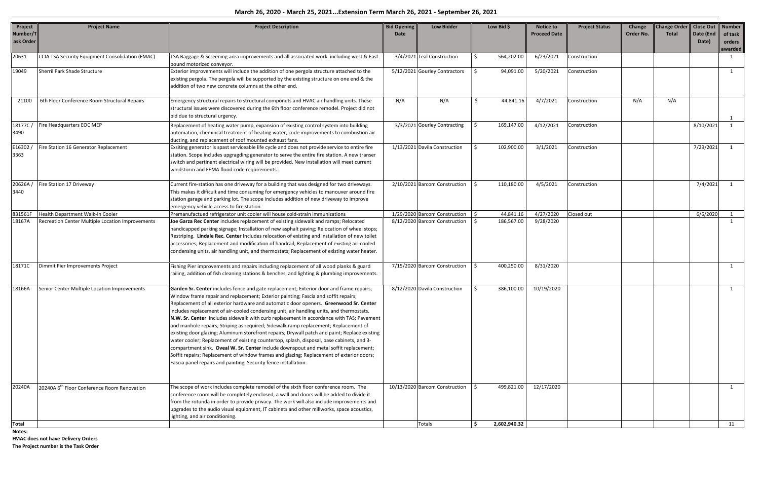**March 26, 2020 - March 25, 2021...Extension Term March 26, 2021 - September 26, 2021**

| Project Number/Task Order | Project Name | Project Description | Bid Opening Date | Low Bidder | Low Bid $ | Notice to Proceed Date | Project Status | Change Order No. | Change Order Total | Close Out Date (End Date) | Number of task orders awarded |
|---|---|---|---|---|---|---|---|---|---|---|---|
| 20631 | CCIA TSA Security Equipment Consolidation (FMAC) | TSA Baggage & Screening area improvements and all associated work. including west & East bound motorized conveyor. | 3/4/2021 | Teal Construction | $ 564,202.00 | 6/23/2021 | Construction | | | | 1 |
| 19049 | Sherril Park Shade Structure | Exterior improvements will include the addition of one pergola structure attached to the existing pergola. The pergola will be supported by the existing structure on one end & the addition of two new concrete columns at the other end. | 5/12/2021 | Gourley Contractors | $ 94,091.00 | 5/20/2021 | Construction | | | | 1 |
| 21100 | 6th Floor Conference Room Structural Repairs | Emergency structural repairs to structural componets and HVAC air handling units. These structural issues were discovered during the 6th floor conference remodel. Project did not bid due to structural urgency. | N/A | N/A | $ 44,841.16 | 4/7/2021 | Construction | N/A | N/A | | 1 |
| 18177C / 3490 | Fire Headquarters EOC MEP | Replacement of heating water pump, expansion of existing control system into building automation, chemincal treatment of heating water, code improvements to combustion air ducting, and replacement of roof mounted exhaust fans. | 3/3/2021 | Gourley Contracting | $ 169,147.00 | 4/12/2021 | Construction | | | 8/10/2021 | 1 |
| E16302 / 3363 | Fire Station 16 Generator Replacement | Exsiting generator is spast serviceable life cycle and does not provide service to entire fire station. Scope includes upgragding generator to serve the entire fire station. A new transer switch and pertinent electrical wiring will be provided. New installation will meet current windstorm and FEMA flood code requirements. | 1/13/2021 | Davila Construction | $ 102,900.00 | 3/1/2021 | Construction | | | 7/29/2021 | 1 |
| 20626A / 3440 | Fire Station 17 Driveway | Current fire-station has one driveway for a building that was designed for two driveways. This makes it dificult and time consuming for emergency vehicles to manouver around fire station garage and parking lot. The scope includes addition of new driveway to improve emergency vehicle access to fire station. | 2/10/2021 | Barcom Construction | $ 110,180.00 | 4/5/2021 | Construction | | | 7/4/2021 | 1 |
| 831561F | Health Department Walk-In Cooler | Premanufactued refrigerator unit cooler will house cold-strain immunizations | 1/29/2020 | Barcom Construction | $ 44,841.16 | 4/27/2020 | Closed out | | | 6/6/2020 | 1 |
| 18167A | Recreation Center Multiple Location Improvements | **Joe Garza Rec Center** includes replacement of existing sidewalk and ramps; Relocated handicapped parking signage; Installation of new asphalt paving; Relocation of wheel stops; Restriping. **Lindale Rec. Center** Includes relocation of existing and installation of new toilet accessories; Replacement and modification of handrail; Replacement of existing air-cooled condensing units, air handling unit, and thermostats; Replacement of existing water heater. | 8/12/2020 | Barcom Construction | $ 186,567.00 | 9/28/2020 | | | | | 1 |
| 18171C | Dimmit Pier Improvements Project | Fishing Pier improvements and repairs including replacement of all wood planks & guard railing, addition of fish cleaning stations & benches, and lighting & plumbing improvements. | 7/15/2020 | Barcom Construction | $ 400,250.00 | 8/31/2020 | | | | | 1 |
| 18166A | Senior Center Multiple Location Improvements | **Garden Sr. Center** includes fence and gate replacement; Exterior door and frame repairs; Window frame repair and replacement; Exterior painting; Fascia and soffit repairs; Replacement of all exterior hardware and automatic door openers. **Greenwood Sr. Center** includes replacement of air-cooled condensing unit, air handling units, and thermostats. **N.W. Sr. Center** includes sidewalk with curb replacement in accordance with TAS; Pavement and manhole repairs; Striping as required; Sidewalk ramp replacement; Replacement of existing door glazing; Aluminum storefront repairs; Drywall patch and paint; Replace existing water cooler; Replacement of existing countertop, splash, disposal, base cabinets, and 3-compartment sink. **Oveal W. Sr. Center** include downspout and metal soffit replacement; Soffit repairs; Replacement of window frames and glazing; Replacement of exterior doors; Fascia panel repairs and painting; Security fence installation. | 8/12/2020 | Davila Construction | $ 386,100.00 | 10/19/2020 | | | | | 1 |
| 20240A | 20240A 6th Floor Conference Room Renovation | The scope of work includes complete remodel of the sixth floor conference room. The conference room will be completely enclosed, a wall and doors will be added to divide it from the rotunda in order to provide privacy. The work will also include improvements and upgrades to the audio visual equipment, IT cabinets and other millworks, space acoustics, lighting, and air conditioning. | 10/13/2020 | Barcom Construction | $ 499,821.00 | 12/17/2020 | | | | | 1 |
| **Total** | | | | Totals | **$ 2,602,940.32** | | | | | | 11 |

**Notes:**

**FMAC does not have Delivery Orders**

**The Project number is the Task Order**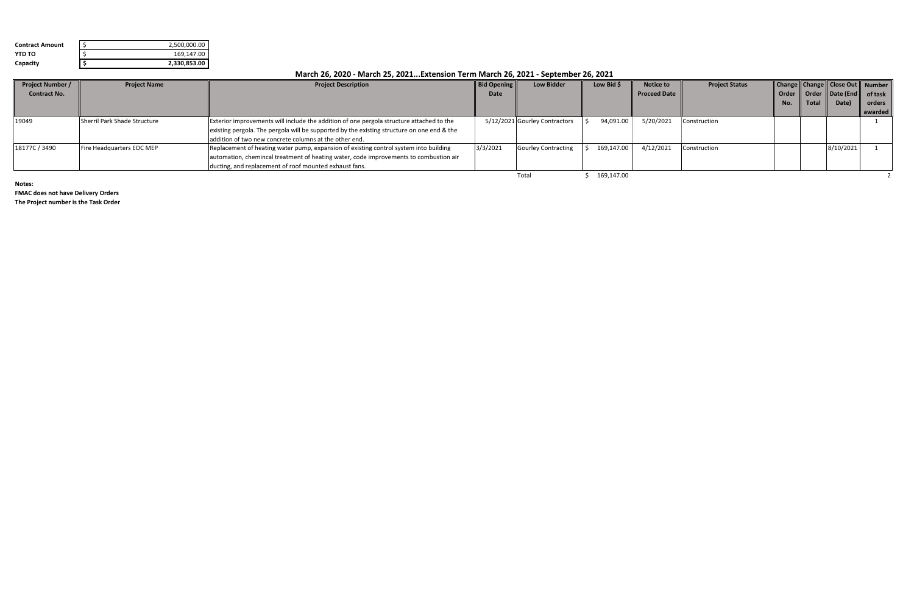| **Contract Amount** | $ 2,500,000.00 |
|---|---|
| **YTD TO** | $ 169,147.00 |
| **Capacity** | **$ 2,330,853.00** |

## March 26, 2020 - March 25, 2021...Extension Term March 26, 2021 - September 26, 2021

| Project Number / Contract No. | Project Name | Project Description | Bid Opening Date | Low Bidder | Low Bid $ | Notice to Proceed Date | Project Status | Change Order No. | Change Order Total | Close Out Date (End Date) | Number of task orders awarded |
|---|---|---|---|---|---|---|---|---|---|---|---|
| 19049 | Sherril Park Shade Structure | Exterior improvements will include the addition of one pergola structure attached to the existing pergola. The pergola will be supported by the existing structure on one end & the addition of two new concrete columns at the other end. | 5/12/2021 | Gourley Contractors | $ 94,091.00 | 5/20/2021 | Construction | | | | 1 |
| 18177C / 3490 | Fire Headquarters EOC MEP | Replacement of heating water pump, expansion of existing control system into building automation, cheminca treatment of heating water, code improvements to combustion air ducting, and replacement of roof mounted exhaust fans. | 3/3/2021 | Gourley Contracting | $ 169,147.00 | 4/12/2021 | Construction | | | 8/10/2021 | 1 |
| | | | | Total | $ 169,147.00 | | | | | | 2 |

**Notes:**

**FMAC does not have Delivery Orders**

**The Project number is the Task Order**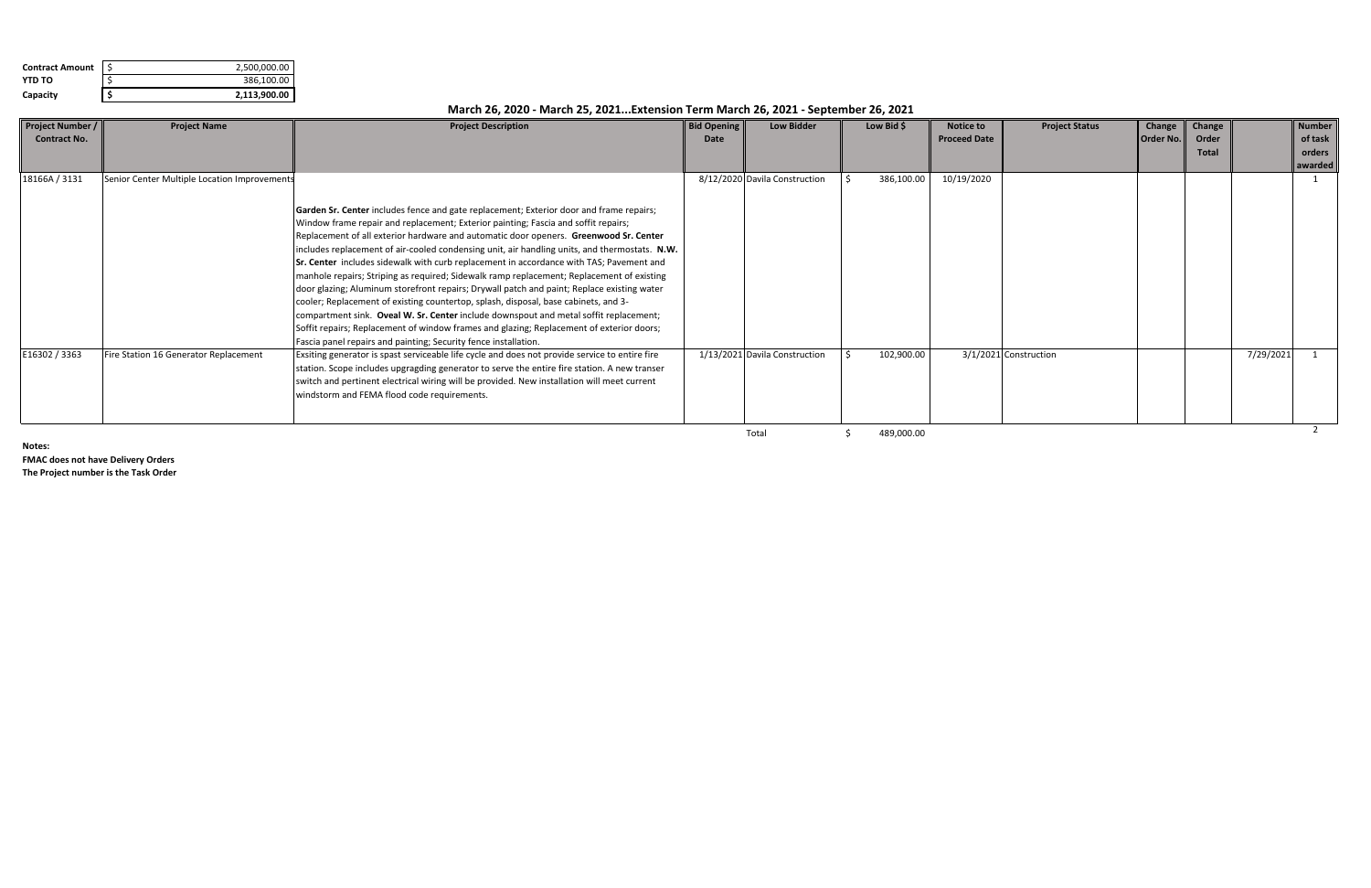| | | |
|---|---|---|
| **Contract Amount** | $ | 2,500,000.00 |
| **YTD TO** | $ | 386,100.00 |
| **Capacity** | **$** | **2,113,900.00** |

## March 26, 2020 - March 25, 2021...Extension Term March 26, 2021 - September 26, 2021

| Project Number / Contract No. | Project Name | Project Description | Bid Opening Date | Low Bidder | Low Bid $ | Notice to Proceed Date | Project Status | Change Order No. | Change Order Total | | Number of task orders awarded |
|---|---|---|---|---|---|---|---|---|---|---|---|
| 18166A / 3131 | Senior Center Multiple Location Improvements | **Garden Sr. Center** includes fence and gate replacement; Exterior door and frame repairs; Window frame repair and replacement; Exterior painting; Fascia and soffit repairs; Replacement of all exterior hardware and automatic door openers. **Greenwood Sr. Center** includes replacement of air-cooled condensing unit, air handling units, and thermostats. **N.W. Sr. Center** includes sidewalk with curb replacement in accordance with TAS; Pavement and manhole repairs; Striping as required; Sidewalk ramp replacement; Replacement of existing door glazing; Aluminum storefront repairs; Drywall patch and paint; Replace existing water cooler; Replacement of existing countertop, splash, disposal, base cabinets, and 3-compartment sink. **Oveal W. Sr. Center** include downspout and metal soffit replacement; Soffit repairs; Replacement of window frames and glazing; Replacement of exterior doors; Fascia panel repairs and painting; Security fence installation. | 8/12/2020 | Davila Construction | $ 386,100.00 | 10/19/2020 | | | | | 1 |
| E16302 / 3363 | Fire Station 16 Generator Replacement | Exsiting generator is spast serviceable life cycle and does not provide service to entire fire station. Scope includes upgragding generator to serve the entire fire station. A new transer switch and pertinent electrical wiring will be provided. New installation will meet current windstorm and FEMA flood code requirements. | 1/13/2021 | Davila Construction | $ 102,900.00 | 3/1/2021 | Construction | | | 7/29/2021 | 1 |
| | | | | Total | $ 489,000.00 | | | | | | 2 |

**Notes:**

**FMAC does not have Delivery Orders**

**The Project number is the Task Order**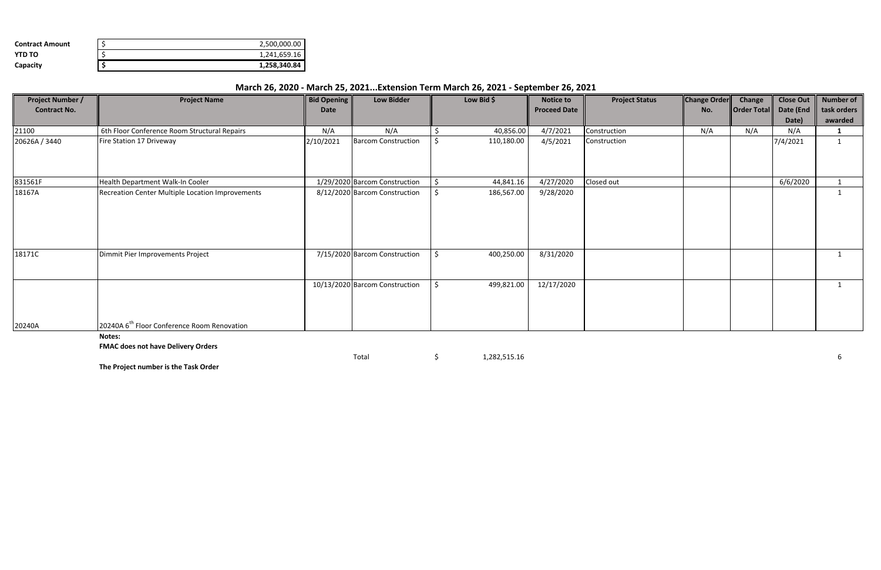| | | |
|---|---|---|
| **Contract Amount** | $ | 2,500,000.00 |
| **YTD TO** | $ | 1,241,659.16 |
| **Capacity** | **$** | **1,258,340.84** |

## March 26, 2020 - March 25, 2021...Extension Term March 26, 2021 - September 26, 2021

| Project Number / Contract No. | Project Name | Bid Opening Date | Low Bidder | Low Bid $ | Notice to Proceed Date | Project Status | Change Order No. | Change Order Total | Close Out Date (End Date) | Number of task orders awarded |
|---|---|---|---|---|---|---|---|---|---|---|
| 21100 | 6th Floor Conference Room Structural Repairs | N/A | N/A | $ 40,856.00 | 4/7/2021 | Construction | N/A | N/A | N/A | **1** |
| 20626A / 3440 | Fire Station 17 Driveway | 2/10/2021 | Barcom Construction | $ 110,180.00 | 4/5/2021 | Construction | | | 7/4/2021 | 1 |
| 831561F | Health Department Walk-In Cooler | 1/29/2020 | Barcom Construction | $ 44,841.16 | 4/27/2020 | Closed out | | | 6/6/2020 | 1 |
| 18167A | Recreation Center Multiple Location Improvements | 8/12/2020 | Barcom Construction | $ 186,567.00 | 9/28/2020 | | | | | 1 |
| 18171C | Dimmit Pier Improvements Project | 7/15/2020 | Barcom Construction | $ 400,250.00 | 8/31/2020 | | | | | 1 |
| 20240A | 20240A 6th Floor Conference Room Renovation | 10/13/2020 | Barcom Construction | $ 499,821.00 | 12/17/2020 | | | | | 1 |
| | | | Total | $ 1,282,515.16 | | | | | | 6 |

**Notes:**

**FMAC does not have Delivery Orders**

**The Project number is the Task Order**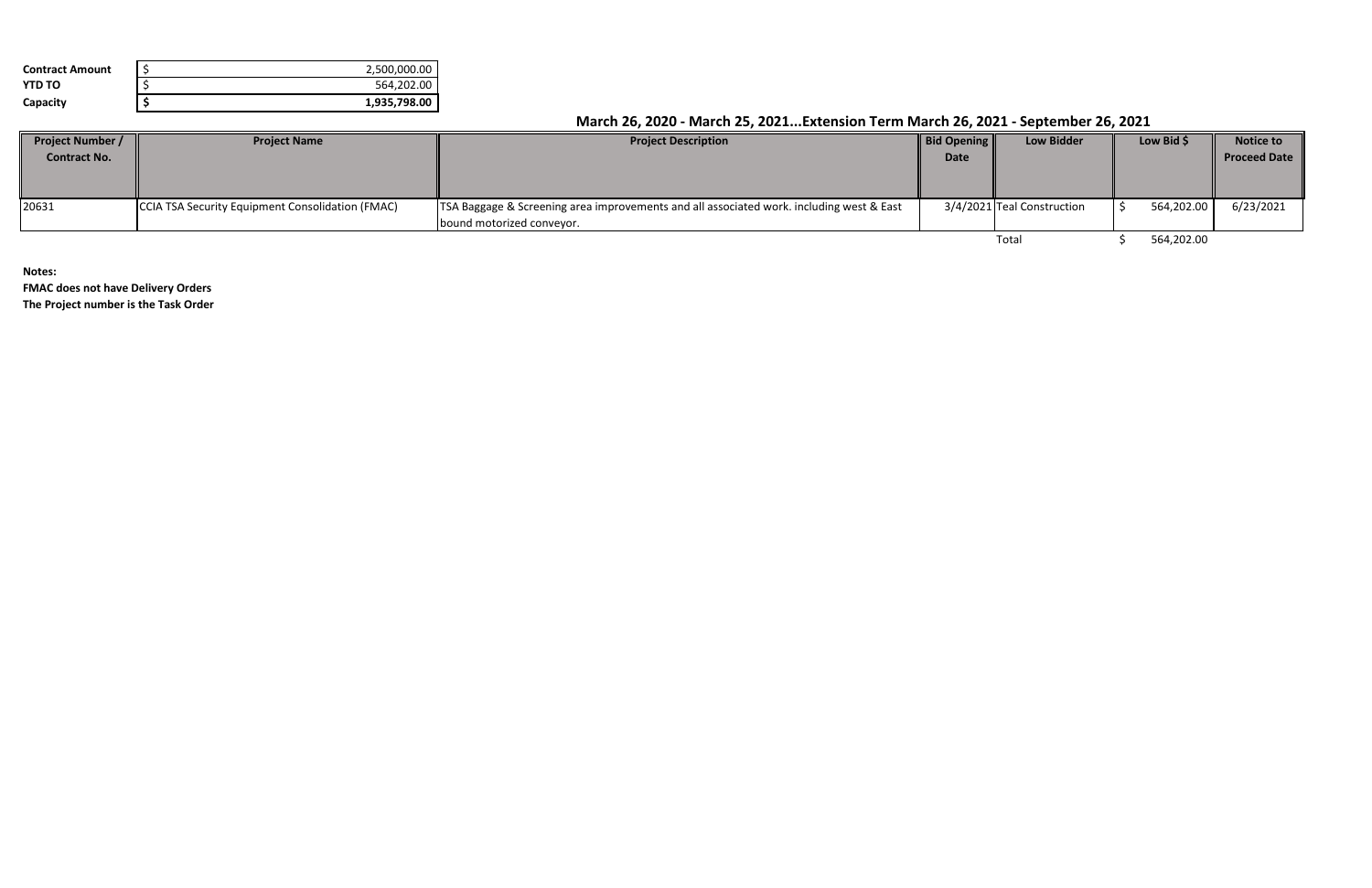| | | |
|---|---|---|
| **Contract Amount** | $ | 2,500,000.00 |
| **YTD TO** | $ | 564,202.00 |
| **Capacity** | **$** | **1,935,798.00** |

## March 26, 2020 - March 25, 2021...Extension Term March 26, 2021 - September 26, 2021

| Project Number / Contract No. | Project Name | Project Description | Bid Opening Date | Low Bidder | Low Bid $ | Notice to Proceed Date |
|---|---|---|---|---|---|---|
| 20631 | CCIA TSA Security Equipment Consolidation (FMAC) | TSA Baggage & Screening area improvements and all associated work. including west & East bound motorized conveyor. | 3/4/2021 | Teal Construction | $ 564,202.00 | 6/23/2021 |
| | | | | Total | $ 564,202.00 | |

**Notes:**

**FMAC does not have Delivery Orders**

**The Project number is the Task Order**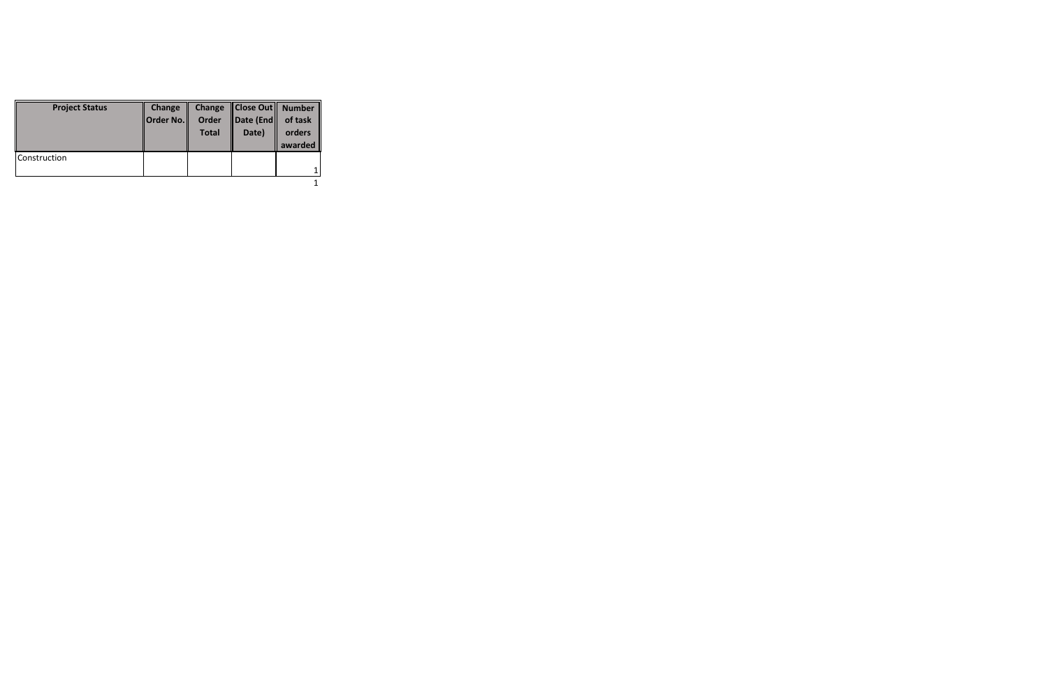| Project Status | Change Order No. | Change Order Total | Close Out Date (End Date) | Number of task orders awarded |
|---|---|---|---|---|
| Construction | | | | 1 |
| | | | | 1 |